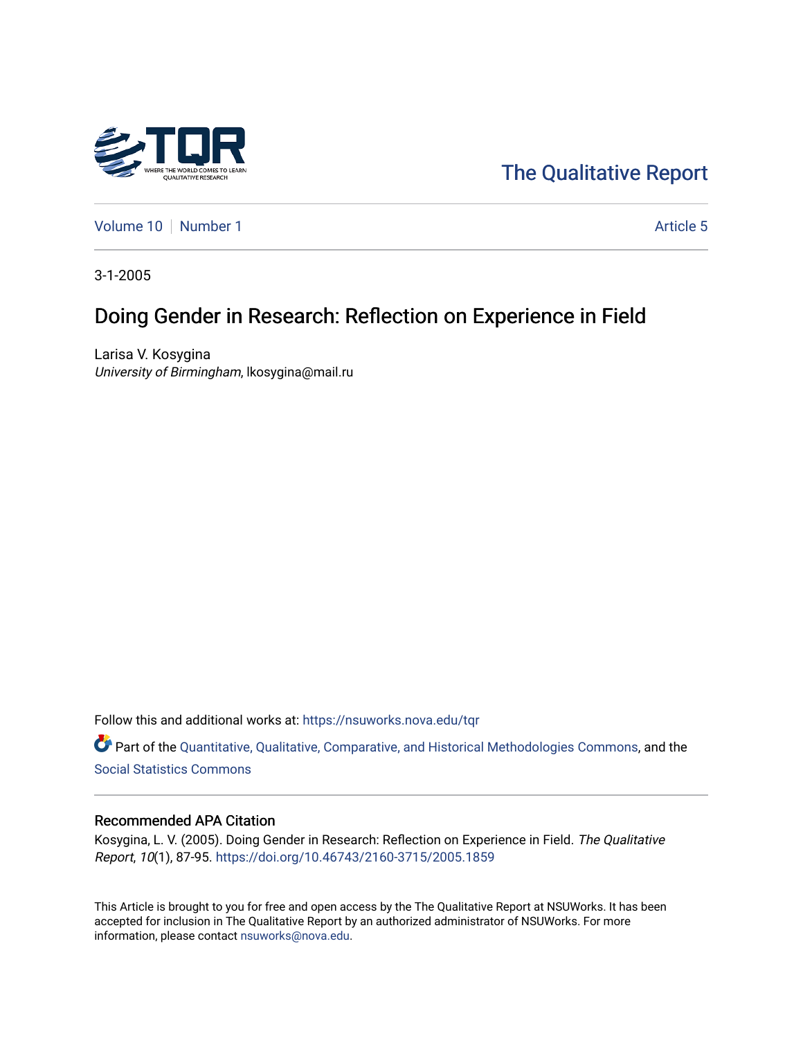The Qualitative Report

Volume 10 | Number 1 | Article 5

3-1-2005

# Doing Gender in Research: Reflection on Experience in Field

Larisa V. Kosygina
*University of Birmingham*, lkosygina@mail.ru

Follow this and additional works at: https://nsuworks.nova.edu/tqr

Part of the Quantitative, Qualitative, Comparative, and Historical Methodologies Commons, and the Social Statistics Commons

## Recommended APA Citation

Kosygina, L. V. (2005). Doing Gender in Research: Reflection on Experience in Field. *The Qualitative Report*, *10*(1), 87-95. https://doi.org/10.46743/2160-3715/2005.1859

This Article is brought to you for free and open access by the The Qualitative Report at NSUWorks. It has been accepted for inclusion in The Qualitative Report by an authorized administrator of NSUWorks. For more information, please contact nsuworks@nova.edu.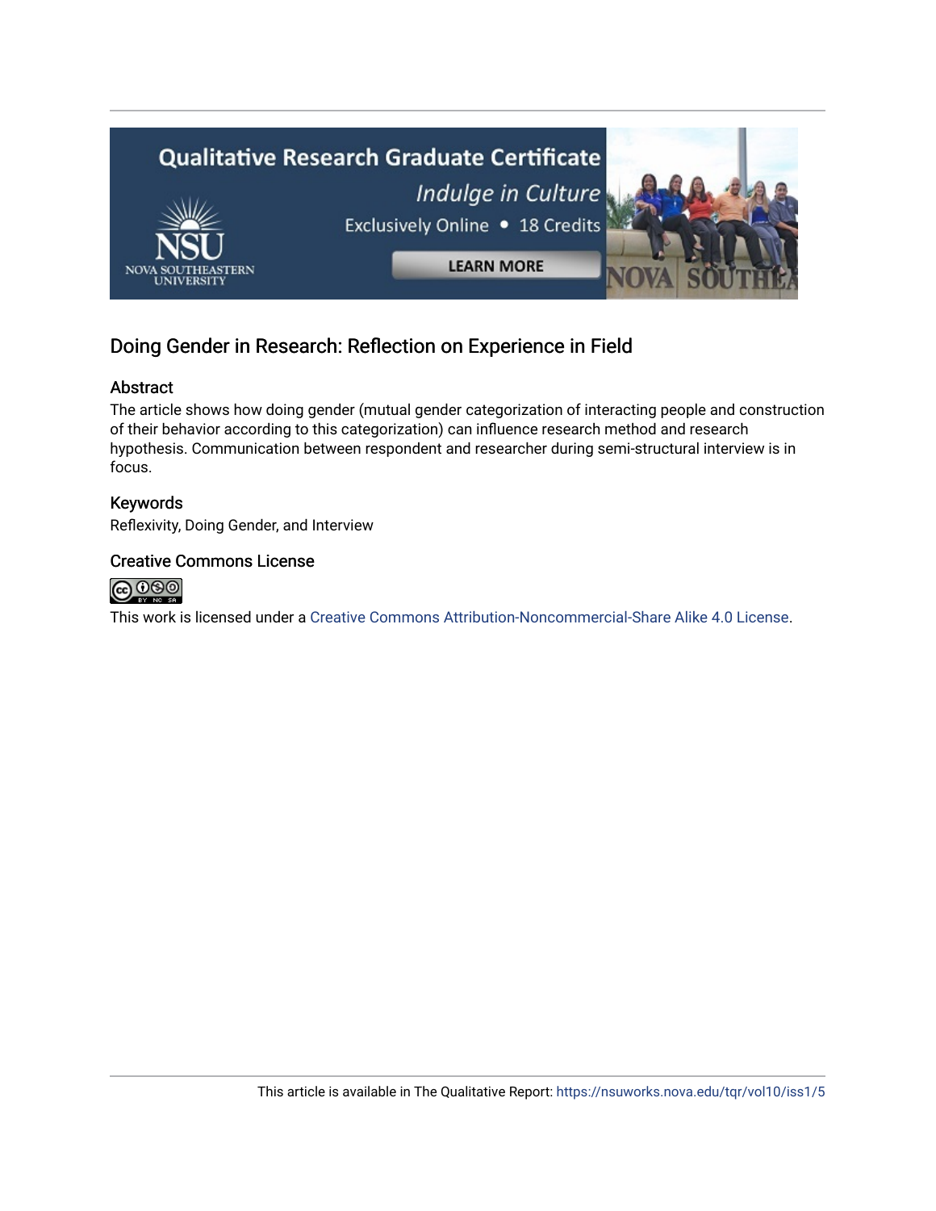Qualitative Research Graduate Certificate

*Indulge in Culture*

Exclusively Online • 18 Credits

LEARN MORE

# Doing Gender in Research: Reflection on Experience in Field

## Abstract

The article shows how doing gender (mutual gender categorization of interacting people and construction of their behavior according to this categorization) can influence research method and research hypothesis. Communication between respondent and researcher during semi-structural interview is in focus.

## Keywords

Reflexivity, Doing Gender, and Interview

## Creative Commons License

This work is licensed under a Creative Commons Attribution-Noncommercial-Share Alike 4.0 License.

This article is available in The Qualitative Report: https://nsuworks.nova.edu/tqr/vol10/iss1/5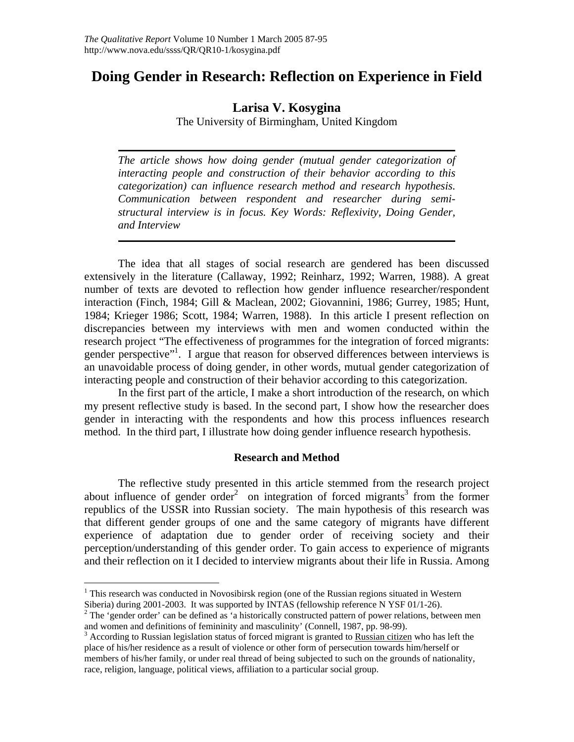# Doing Gender in Research: Reflection on Experience in Field

**Larisa V. Kosygina**

The University of Birmingham, United Kingdom

*The article shows how doing gender (mutual gender categorization of interacting people and construction of their behavior according to this categorization) can influence research method and research hypothesis. Communication between respondent and researcher during semi-structural interview is in focus. Key Words: Reflexivity, Doing Gender, and Interview*

The idea that all stages of social research are gendered has been discussed extensively in the literature (Callaway, 1992; Reinharz, 1992; Warren, 1988). A great number of texts are devoted to reflection how gender influence researcher/respondent interaction (Finch, 1984; Gill & Maclean, 2002; Giovannini, 1986; Gurrey, 1985; Hunt, 1984; Krieger 1986; Scott, 1984; Warren, 1988). In this article I present reflection on discrepancies between my interviews with men and women conducted within the research project "The effectiveness of programmes for the integration of forced migrants: gender perspective"[1]. I argue that reason for observed differences between interviews is an unavoidable process of doing gender, in other words, mutual gender categorization of interacting people and construction of their behavior according to this categorization.

In the first part of the article, I make a short introduction of the research, on which my present reflective study is based. In the second part, I show how the researcher does gender in interacting with the respondents and how this process influences research method. In the third part, I illustrate how doing gender influence research hypothesis.

## Research and Method

The reflective study presented in this article stemmed from the research project about influence of gender order[2] on integration of forced migrants[3] from the former republics of the USSR into Russian society. The main hypothesis of this research was that different gender groups of one and the same category of migrants have different experience of adaptation due to gender order of receiving society and their perception/understanding of this gender order. To gain access to experience of migrants and their reflection on it I decided to interview migrants about their life in Russia. Among

---

[1] This research was conducted in Novosibirsk region (one of the Russian regions situated in Western Siberia) during 2001-2003. It was supported by INTAS (fellowship reference N YSF 01/1-26).

[2] The 'gender order' can be defined as 'a historically constructed pattern of power relations, between men and women and definitions of femininity and masculinity' (Connell, 1987, pp. 98-99).

[3] According to Russian legislation status of forced migrant is granted to Russian citizen who has left the place of his/her residence as a result of violence or other form of persecution towards him/herself or members of his/her family, or under real thread of being subjected to such on the grounds of nationality, race, religion, language, political views, affiliation to a particular social group.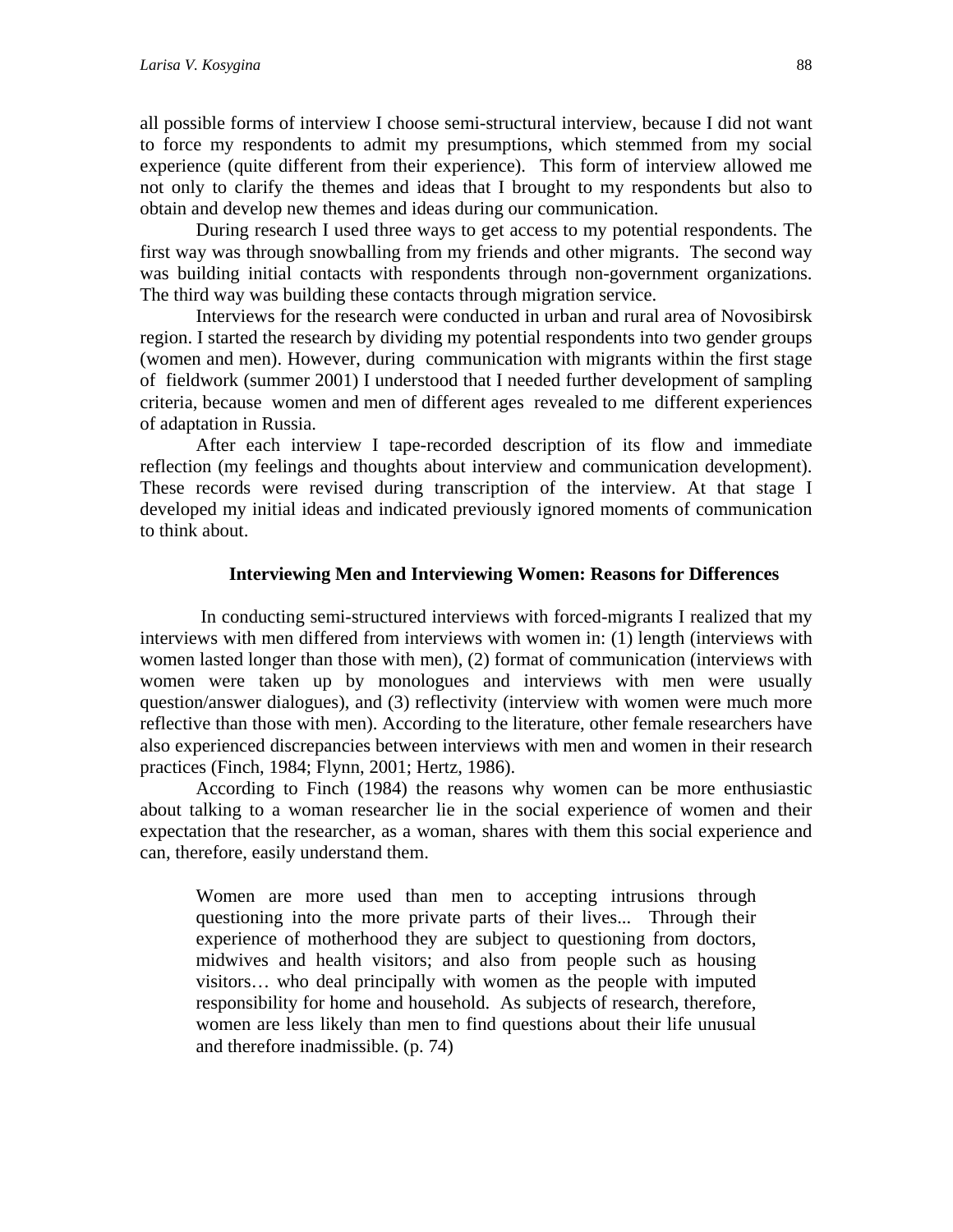all possible forms of interview I choose semi-structural interview, because I did not want to force my respondents to admit my presumptions, which stemmed from my social experience (quite different from their experience). This form of interview allowed me not only to clarify the themes and ideas that I brought to my respondents but also to obtain and develop new themes and ideas during our communication.

During research I used three ways to get access to my potential respondents. The first way was through snowballing from my friends and other migrants. The second way was building initial contacts with respondents through non-government organizations. The third way was building these contacts through migration service.

Interviews for the research were conducted in urban and rural area of Novosibirsk region. I started the research by dividing my potential respondents into two gender groups (women and men). However, during communication with migrants within the first stage of fieldwork (summer 2001) I understood that I needed further development of sampling criteria, because women and men of different ages revealed to me different experiences of adaptation in Russia.

After each interview I tape-recorded description of its flow and immediate reflection (my feelings and thoughts about interview and communication development). These records were revised during transcription of the interview. At that stage I developed my initial ideas and indicated previously ignored moments of communication to think about.

### Interviewing Men and Interviewing Women: Reasons for Differences

In conducting semi-structured interviews with forced-migrants I realized that my interviews with men differed from interviews with women in: (1) length (interviews with women lasted longer than those with men), (2) format of communication (interviews with women were taken up by monologues and interviews with men were usually question/answer dialogues), and (3) reflectivity (interview with women were much more reflective than those with men). According to the literature, other female researchers have also experienced discrepancies between interviews with men and women in their research practices (Finch, 1984; Flynn, 2001; Hertz, 1986).

According to Finch (1984) the reasons why women can be more enthusiastic about talking to a woman researcher lie in the social experience of women and their expectation that the researcher, as a woman, shares with them this social experience and can, therefore, easily understand them.

> Women are more used than men to accepting intrusions through questioning into the more private parts of their lives... Through their experience of motherhood they are subject to questioning from doctors, midwives and health visitors; and also from people such as housing visitors… who deal principally with women as the people with imputed responsibility for home and household. As subjects of research, therefore, women are less likely than men to find questions about their life unusual and therefore inadmissible. (p. 74)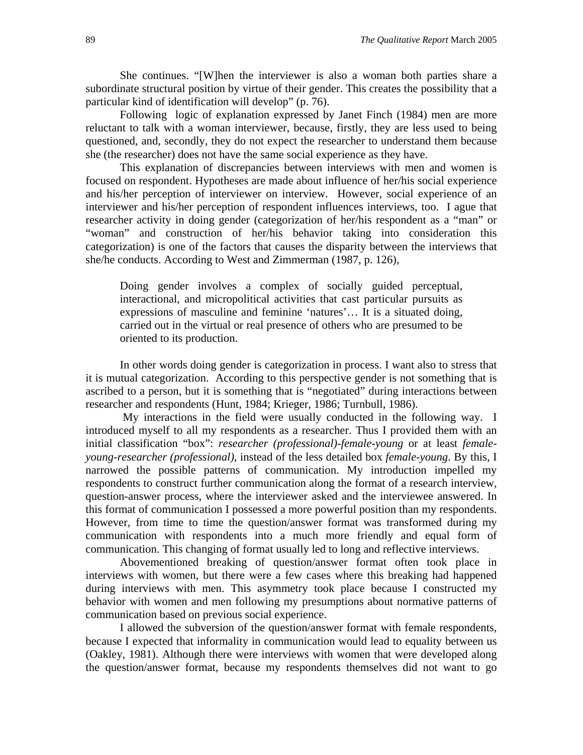She continues. "[W]hen the interviewer is also a woman both parties share a subordinate structural position by virtue of their gender. This creates the possibility that a particular kind of identification will develop" (p. 76).

Following logic of explanation expressed by Janet Finch (1984) men are more reluctant to talk with a woman interviewer, because, firstly, they are less used to being questioned, and, secondly, they do not expect the researcher to understand them because she (the researcher) does not have the same social experience as they have.

This explanation of discrepancies between interviews with men and women is focused on respondent. Hypotheses are made about influence of her/his social experience and his/her perception of interviewer on interview. However, social experience of an interviewer and his/her perception of respondent influences interviews, too. I ague that researcher activity in doing gender (categorization of her/his respondent as a "man" or "woman" and construction of her/his behavior taking into consideration this categorization) is one of the factors that causes the disparity between the interviews that she/he conducts. According to West and Zimmerman (1987, p. 126),

> Doing gender involves a complex of socially guided perceptual, interactional, and micropolitical activities that cast particular pursuits as expressions of masculine and feminine 'natures'… It is a situated doing, carried out in the virtual or real presence of others who are presumed to be oriented to its production.

In other words doing gender is categorization in process. I want also to stress that it is mutual categorization. According to this perspective gender is not something that is ascribed to a person, but it is something that is "negotiated" during interactions between researcher and respondents (Hunt, 1984; Krieger, 1986; Turnbull, 1986).

My interactions in the field were usually conducted in the following way. I introduced myself to all my respondents as a researcher. Thus I provided them with an initial classification "box": *researcher (professional)-female-young* or at least *female-young-researcher (professional)*, instead of the less detailed box *female-young*. By this, I narrowed the possible patterns of communication. My introduction impelled my respondents to construct further communication along the format of a research interview, question-answer process, where the interviewer asked and the interviewee answered. In this format of communication I possessed a more powerful position than my respondents. However, from time to time the question/answer format was transformed during my communication with respondents into a much more friendly and equal form of communication. This changing of format usually led to long and reflective interviews.

Abovementioned breaking of question/answer format often took place in interviews with women, but there were a few cases where this breaking had happened during interviews with men. This asymmetry took place because I constructed my behavior with women and men following my presumptions about normative patterns of communication based on previous social experience.

I allowed the subversion of the question/answer format with female respondents, because I expected that informality in communication would lead to equality between us (Oakley, 1981). Although there were interviews with women that were developed along the question/answer format, because my respondents themselves did not want to go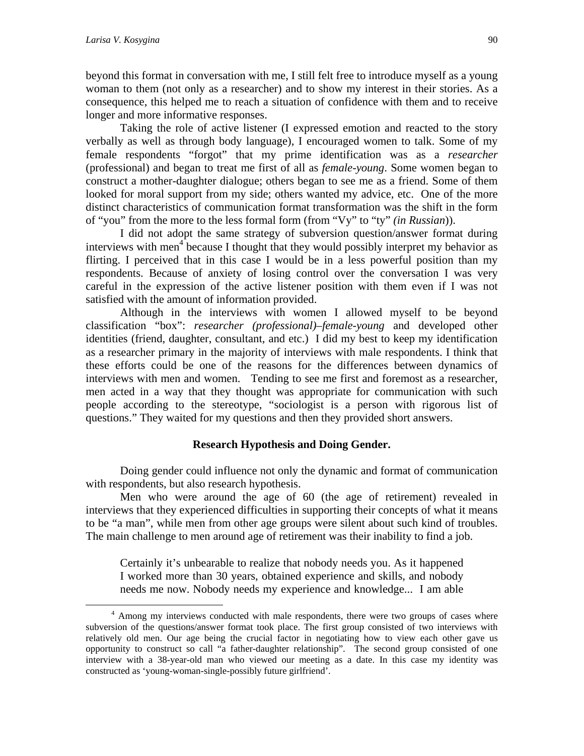beyond this format in conversation with me, I still felt free to introduce myself as a young woman to them (not only as a researcher) and to show my interest in their stories. As a consequence, this helped me to reach a situation of confidence with them and to receive longer and more informative responses.

Taking the role of active listener (I expressed emotion and reacted to the story verbally as well as through body language), I encouraged women to talk. Some of my female respondents "forgot" that my prime identification was as a *researcher* (professional) and began to treat me first of all as *female-young*. Some women began to construct a mother-daughter dialogue; others began to see me as a friend. Some of them looked for moral support from my side; others wanted my advice, etc. One of the more distinct characteristics of communication format transformation was the shift in the form of "you" from the more to the less formal form (from "Vy" to "ty" *(in Russian)*).

I did not adopt the same strategy of subversion question/answer format during interviews with men[4] because I thought that they would possibly interpret my behavior as flirting. I perceived that in this case I would be in a less powerful position than my respondents. Because of anxiety of losing control over the conversation I was very careful in the expression of the active listener position with them even if I was not satisfied with the amount of information provided.

Although in the interviews with women I allowed myself to be beyond classification "box": *researcher (professional)–female-young* and developed other identities (friend, daughter, consultant, and etc.) I did my best to keep my identification as a researcher primary in the majority of interviews with male respondents. I think that these efforts could be one of the reasons for the differences between dynamics of interviews with men and women. Tending to see me first and foremost as a researcher, men acted in a way that they thought was appropriate for communication with such people according to the stereotype, "sociologist is a person with rigorous list of questions." They waited for my questions and then they provided short answers.

## Research Hypothesis and Doing Gender.

Doing gender could influence not only the dynamic and format of communication with respondents, but also research hypothesis.

Men who were around the age of 60 (the age of retirement) revealed in interviews that they experienced difficulties in supporting their concepts of what it means to be "a man", while men from other age groups were silent about such kind of troubles. The main challenge to men around age of retirement was their inability to find a job.

> Certainly it's unbearable to realize that nobody needs you. As it happened I worked more than 30 years, obtained experience and skills, and nobody needs me now. Nobody needs my experience and knowledge... I am able

[4] Among my interviews conducted with male respondents, there were two groups of cases where subversion of the questions/answer format took place. The first group consisted of two interviews with relatively old men. Our age being the crucial factor in negotiating how to view each other gave us opportunity to construct so call "a father-daughter relationship". The second group consisted of one interview with a 38-year-old man who viewed our meeting as a date. In this case my identity was constructed as 'young-woman-single-possibly future girlfriend'.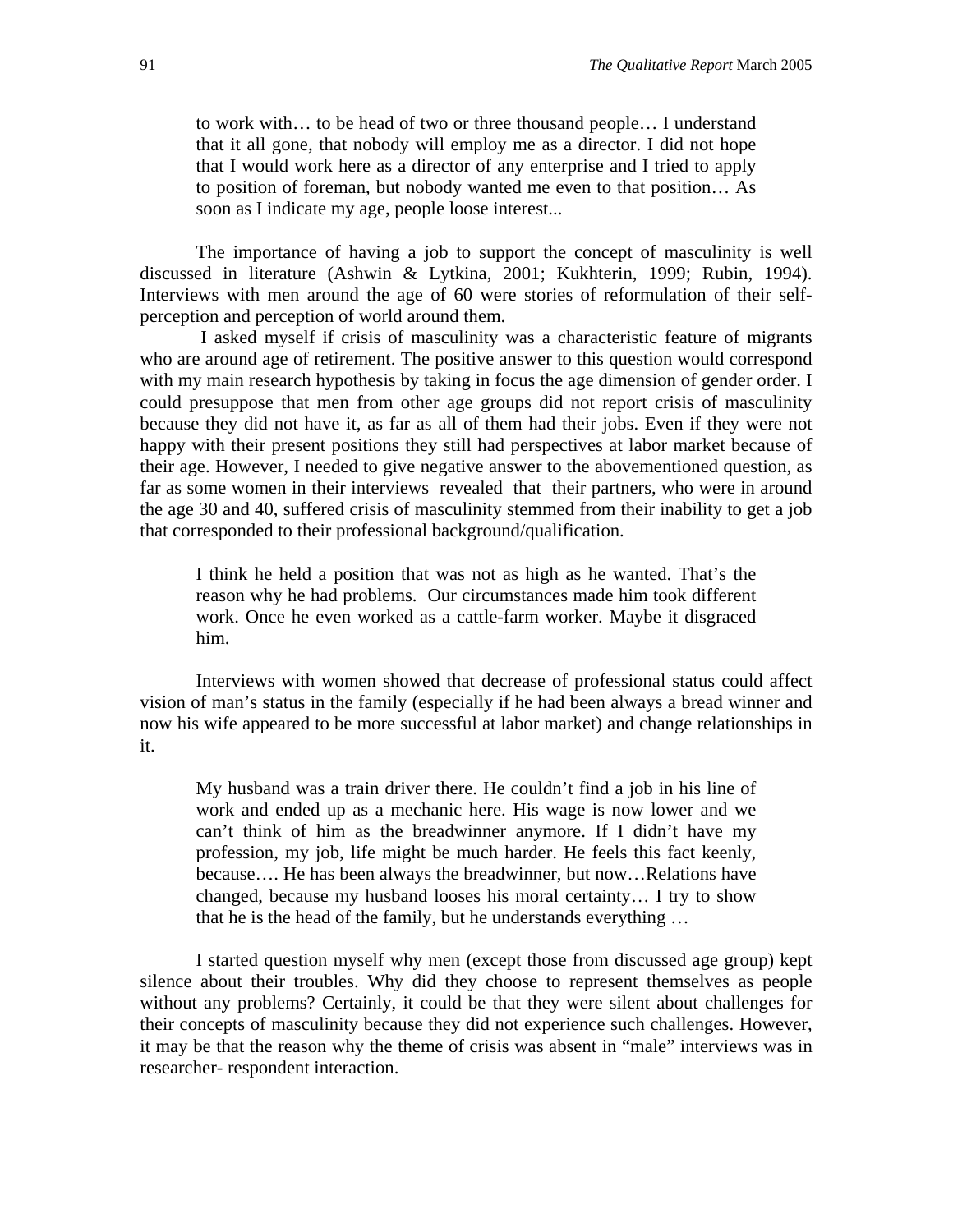> to work with… to be head of two or three thousand people… I understand that it all gone, that nobody will employ me as a director. I did not hope that I would work here as a director of any enterprise and I tried to apply to position of foreman, but nobody wanted me even to that position… As soon as I indicate my age, people loose interest...

The importance of having a job to support the concept of masculinity is well discussed in literature (Ashwin & Lytkina, 2001; Kukhterin, 1999; Rubin, 1994). Interviews with men around the age of 60 were stories of reformulation of their self-perception and perception of world around them.

I asked myself if crisis of masculinity was a characteristic feature of migrants who are around age of retirement. The positive answer to this question would correspond with my main research hypothesis by taking in focus the age dimension of gender order. I could presuppose that men from other age groups did not report crisis of masculinity because they did not have it, as far as all of them had their jobs. Even if they were not happy with their present positions they still had perspectives at labor market because of their age. However, I needed to give negative answer to the abovementioned question, as far as some women in their interviews revealed that their partners, who were in around the age 30 and 40, suffered crisis of masculinity stemmed from their inability to get a job that corresponded to their professional background/qualification.

> I think he held a position that was not as high as he wanted. That's the reason why he had problems. Our circumstances made him took different work. Once he even worked as a cattle-farm worker. Maybe it disgraced him.

Interviews with women showed that decrease of professional status could affect vision of man's status in the family (especially if he had been always a bread winner and now his wife appeared to be more successful at labor market) and change relationships in it.

> My husband was a train driver there. He couldn't find a job in his line of work and ended up as a mechanic here. His wage is now lower and we can't think of him as the breadwinner anymore. If I didn't have my profession, my job, life might be much harder. He feels this fact keenly, because…. He has been always the breadwinner, but now…Relations have changed, because my husband looses his moral certainty… I try to show that he is the head of the family, but he understands everything …

I started question myself why men (except those from discussed age group) kept silence about their troubles. Why did they choose to represent themselves as people without any problems? Certainly, it could be that they were silent about challenges for their concepts of masculinity because they did not experience such challenges. However, it may be that the reason why the theme of crisis was absent in "male" interviews was in researcher- respondent interaction.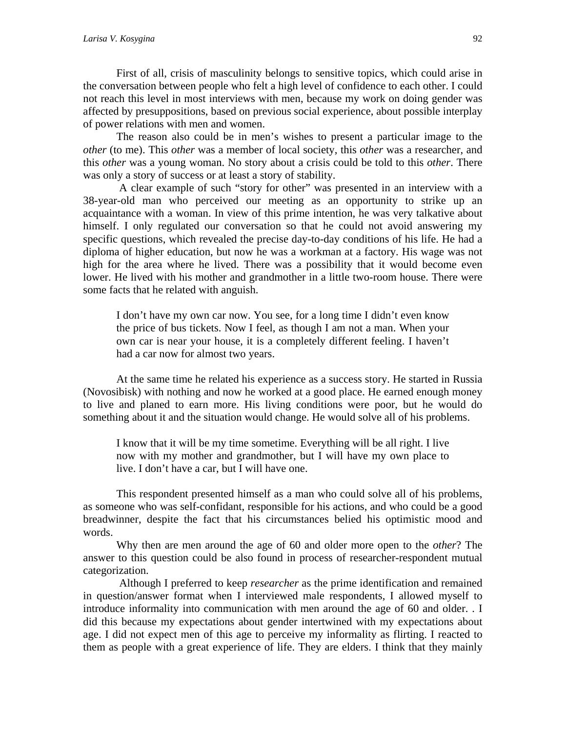First of all, crisis of masculinity belongs to sensitive topics, which could arise in the conversation between people who felt a high level of confidence to each other. I could not reach this level in most interviews with men, because my work on doing gender was affected by presuppositions, based on previous social experience, about possible interplay of power relations with men and women.

The reason also could be in men's wishes to present a particular image to the *other* (to me). This *other* was a member of local society, this *other* was a researcher, and this *other* was a young woman. No story about a crisis could be told to this *other*. There was only a story of success or at least a story of stability.

A clear example of such "story for other" was presented in an interview with a 38-year-old man who perceived our meeting as an opportunity to strike up an acquaintance with a woman. In view of this prime intention, he was very talkative about himself. I only regulated our conversation so that he could not avoid answering my specific questions, which revealed the precise day-to-day conditions of his life. He had a diploma of higher education, but now he was a workman at a factory. His wage was not high for the area where he lived. There was a possibility that it would become even lower. He lived with his mother and grandmother in a little two-room house. There were some facts that he related with anguish.

> I don't have my own car now. You see, for a long time I didn't even know the price of bus tickets. Now I feel, as though I am not a man. When your own car is near your house, it is a completely different feeling. I haven't had a car now for almost two years.

At the same time he related his experience as a success story. He started in Russia (Novosibisk) with nothing and now he worked at a good place. He earned enough money to live and planed to earn more. His living conditions were poor, but he would do something about it and the situation would change. He would solve all of his problems.

> I know that it will be my time sometime. Everything will be all right. I live now with my mother and grandmother, but I will have my own place to live. I don't have a car, but I will have one.

This respondent presented himself as a man who could solve all of his problems, as someone who was self-confidant, responsible for his actions, and who could be a good breadwinner, despite the fact that his circumstances belied his optimistic mood and words.

Why then are men around the age of 60 and older more open to the *other*? The answer to this question could be also found in process of researcher-respondent mutual categorization.

Although I preferred to keep *researcher* as the prime identification and remained in question/answer format when I interviewed male respondents, I allowed myself to introduce informality into communication with men around the age of 60 and older. . I did this because my expectations about gender intertwined with my expectations about age. I did not expect men of this age to perceive my informality as flirting. I reacted to them as people with a great experience of life. They are elders. I think that they mainly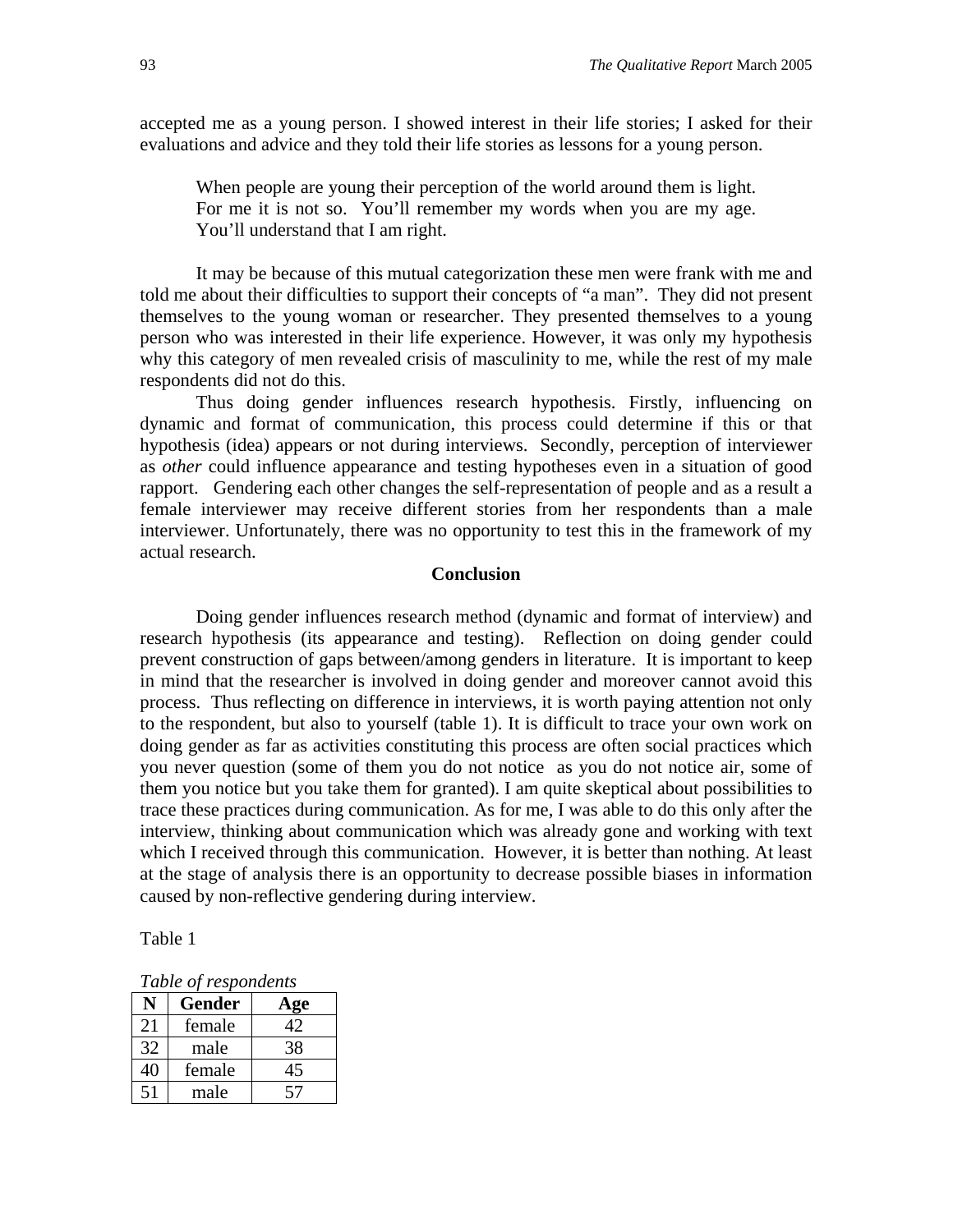accepted me as a young person. I showed interest in their life stories; I asked for their evaluations and advice and they told their life stories as lessons for a young person.

> When people are young their perception of the world around them is light. For me it is not so. You'll remember my words when you are my age. You'll understand that I am right.

It may be because of this mutual categorization these men were frank with me and told me about their difficulties to support their concepts of "a man". They did not present themselves to the young woman or researcher. They presented themselves to a young person who was interested in their life experience. However, it was only my hypothesis why this category of men revealed crisis of masculinity to me, while the rest of my male respondents did not do this.

Thus doing gender influences research hypothesis. Firstly, influencing on dynamic and format of communication, this process could determine if this or that hypothesis (idea) appears or not during interviews. Secondly, perception of interviewer as *other* could influence appearance and testing hypotheses even in a situation of good rapport. Gendering each other changes the self-representation of people and as a result a female interviewer may receive different stories from her respondents than a male interviewer. Unfortunately, there was no opportunity to test this in the framework of my actual research.

## Conclusion

Doing gender influences research method (dynamic and format of interview) and research hypothesis (its appearance and testing). Reflection on doing gender could prevent construction of gaps between/among genders in literature. It is important to keep in mind that the researcher is involved in doing gender and moreover cannot avoid this process. Thus reflecting on difference in interviews, it is worth paying attention not only to the respondent, but also to yourself (table 1). It is difficult to trace your own work on doing gender as far as activities constituting this process are often social practices which you never question (some of them you do not notice as you do not notice air, some of them you notice but you take them for granted). I am quite skeptical about possibilities to trace these practices during communication. As for me, I was able to do this only after the interview, thinking about communication which was already gone and working with text which I received through this communication. However, it is better than nothing. At least at the stage of analysis there is an opportunity to decrease possible biases in information caused by non-reflective gendering during interview.

Table 1

*Table of respondents*

| N | Gender | Age |
|---|---|---|
| 21 | female | 42 |
| 32 | male | 38 |
| 40 | female | 45 |
| 51 | male | 57 |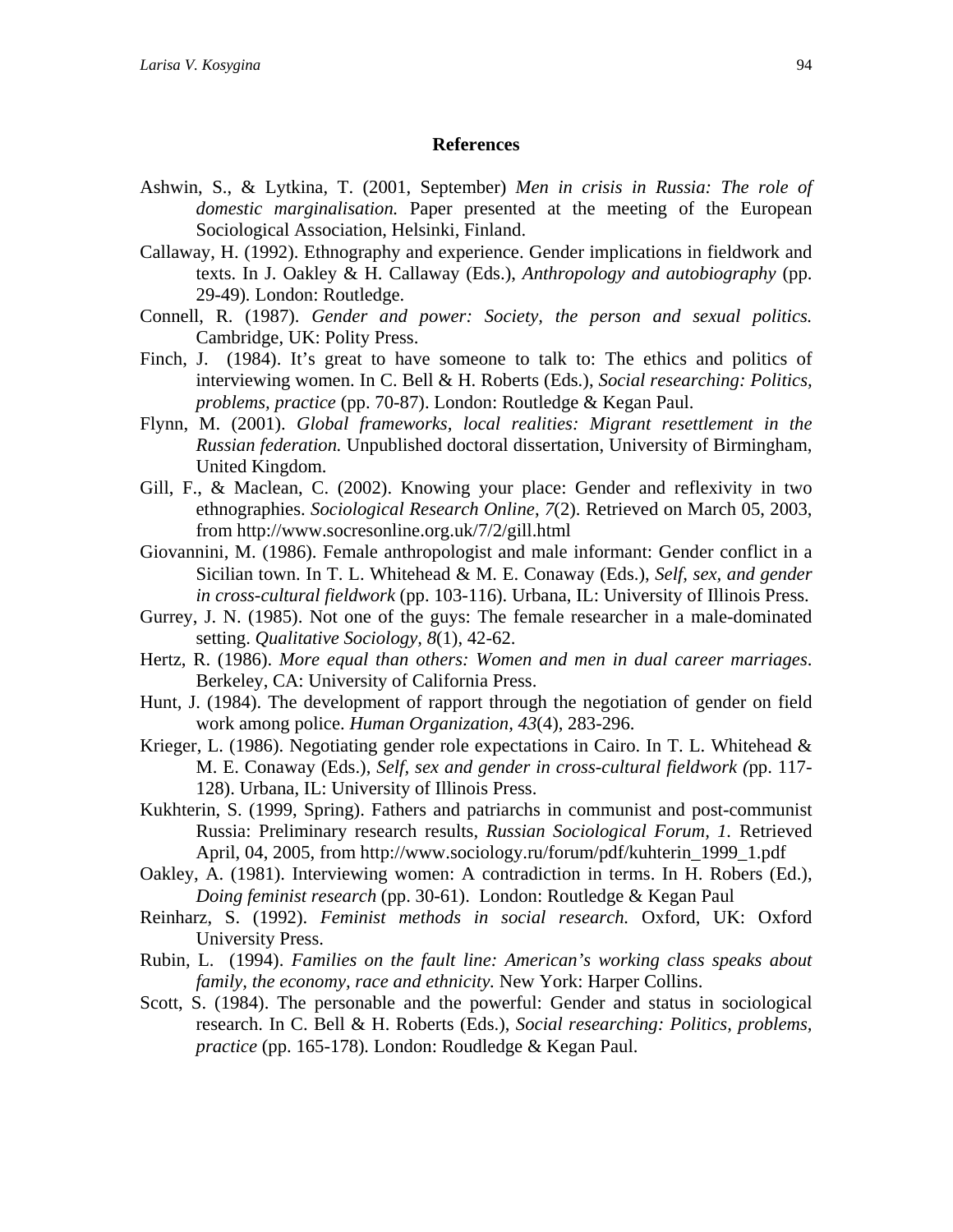## References

Ashwin, S., & Lytkina, T. (2001, September) *Men in crisis in Russia: The role of domestic marginalisation.* Paper presented at the meeting of the European Sociological Association, Helsinki, Finland.

Callaway, H. (1992). Ethnography and experience. Gender implications in fieldwork and texts. In J. Oakley & H. Callaway (Eds.), *Anthropology and autobiography* (pp. 29-49). London: Routledge.

Connell, R. (1987). *Gender and power: Society, the person and sexual politics.* Cambridge, UK: Polity Press.

Finch, J. (1984). It's great to have someone to talk to: The ethics and politics of interviewing women. In C. Bell & H. Roberts (Eds.), *Social researching: Politics, problems, practice* (pp. 70-87). London: Routledge & Kegan Paul.

Flynn, M. (2001). *Global frameworks, local realities: Migrant resettlement in the Russian federation.* Unpublished doctoral dissertation, University of Birmingham, United Kingdom.

Gill, F., & Maclean, C. (2002). Knowing your place: Gender and reflexivity in two ethnographies. *Sociological Research Online, 7*(2). Retrieved on March 05, 2003, from http://www.socresonline.org.uk/7/2/gill.html

Giovannini, M. (1986). Female anthropologist and male informant: Gender conflict in a Sicilian town. In T. L. Whitehead & M. E. Conaway (Eds.), *Self, sex, and gender in cross-cultural fieldwork* (pp. 103-116). Urbana, IL: University of Illinois Press.

Gurrey, J. N. (1985). Not one of the guys: The female researcher in a male-dominated setting. *Qualitative Sociology, 8*(1), 42-62.

Hertz, R. (1986). *More equal than others: Women and men in dual career marriages*. Berkeley, CA: University of California Press.

Hunt, J. (1984). The development of rapport through the negotiation of gender on field work among police. *Human Organization, 43*(4), 283-296.

Krieger, L. (1986). Negotiating gender role expectations in Cairo. In T. L. Whitehead & M. E. Conaway (Eds.), *Self, sex and gender in cross-cultural fieldwork (*pp. 117-128). Urbana, IL: University of Illinois Press.

Kukhterin, S. (1999, Spring). Fathers and patriarchs in communist and post-communist Russia: Preliminary research results, *Russian Sociological Forum, 1*. Retrieved April, 04, 2005, from http://www.sociology.ru/forum/pdf/kuhterin_1999_1.pdf

Oakley, A. (1981). Interviewing women: A contradiction in terms. In H. Robers (Ed.), *Doing feminist research* (pp. 30-61). London: Routledge & Kegan Paul

Reinharz, S. (1992). *Feminist methods in social research.* Oxford, UK: Oxford University Press.

Rubin, L. (1994). *Families on the fault line: American's working class speaks about family, the economy, race and ethnicity*. New York: Harper Collins.

Scott, S. (1984). The personable and the powerful: Gender and status in sociological research. In C. Bell & H. Roberts (Eds.), *Social researching: Politics, problems, practice* (pp. 165-178). London: Roudledge & Kegan Paul.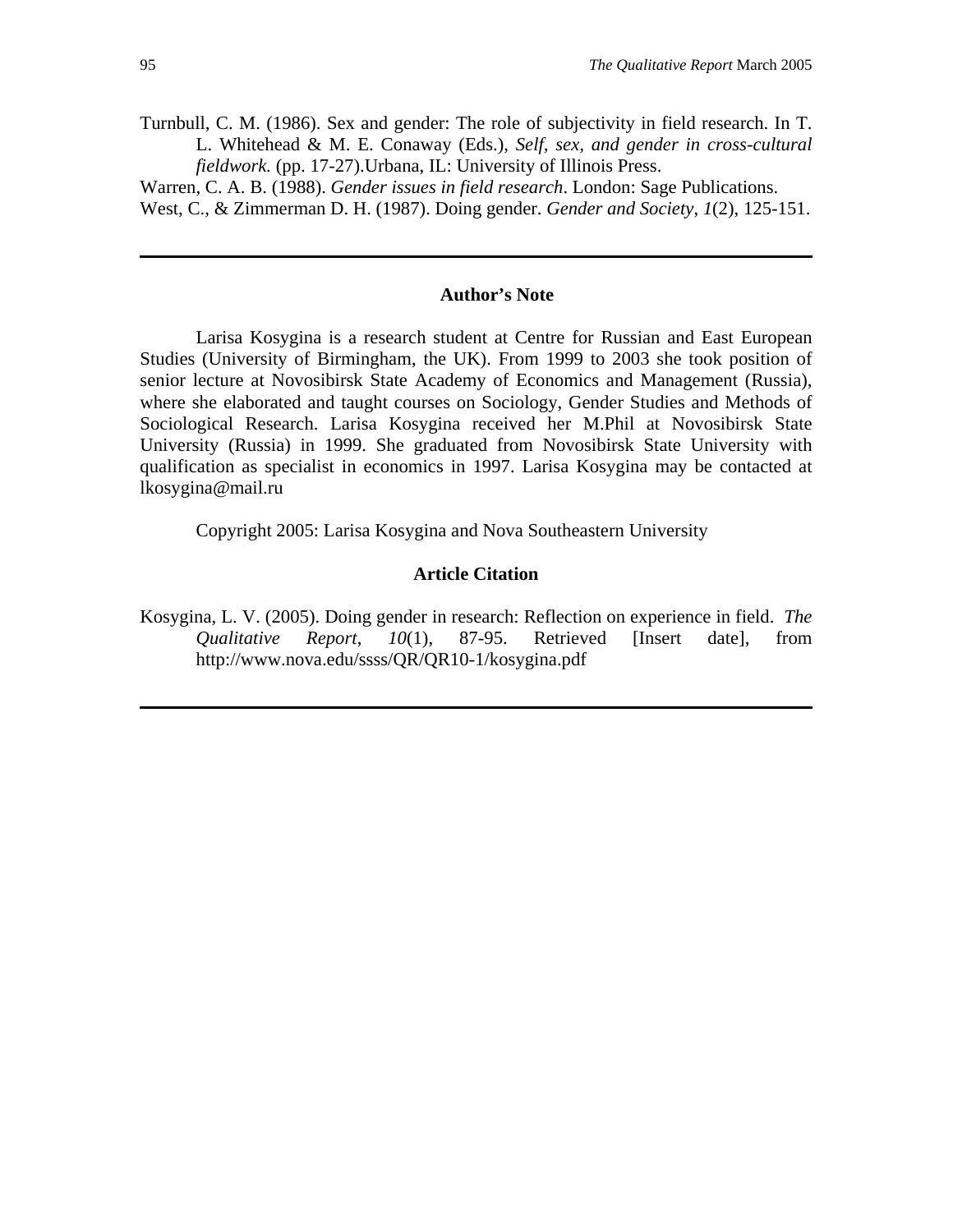Turnbull, C. M. (1986). Sex and gender: The role of subjectivity in field research. In T. L. Whitehead & M. E. Conaway (Eds.), *Self, sex, and gender in cross-cultural fieldwork.* (pp. 17-27).Urbana, IL: University of Illinois Press.

Warren, C. A. B. (1988). *Gender issues in field research*. London: Sage Publications.

West, C., & Zimmerman D. H. (1987). Doing gender. *Gender and Society*, *1*(2), 125-151.

---

**Author's Note**

Larisa Kosygina is a research student at Centre for Russian and East European Studies (University of Birmingham, the UK). From 1999 to 2003 she took position of senior lecture at Novosibirsk State Academy of Economics and Management (Russia), where she elaborated and taught courses on Sociology, Gender Studies and Methods of Sociological Research. Larisa Kosygina received her M.Phil at Novosibirsk State University (Russia) in 1999. She graduated from Novosibirsk State University with qualification as specialist in economics in 1997. Larisa Kosygina may be contacted at lkosygina@mail.ru

Copyright 2005: Larisa Kosygina and Nova Southeastern University

**Article Citation**

Kosygina, L. V. (2005). Doing gender in research: Reflection on experience in field. *The Qualitative Report*, *10*(1), 87-95. Retrieved [Insert date], from http://www.nova.edu/ssss/QR/QR10-1/kosygina.pdf

---